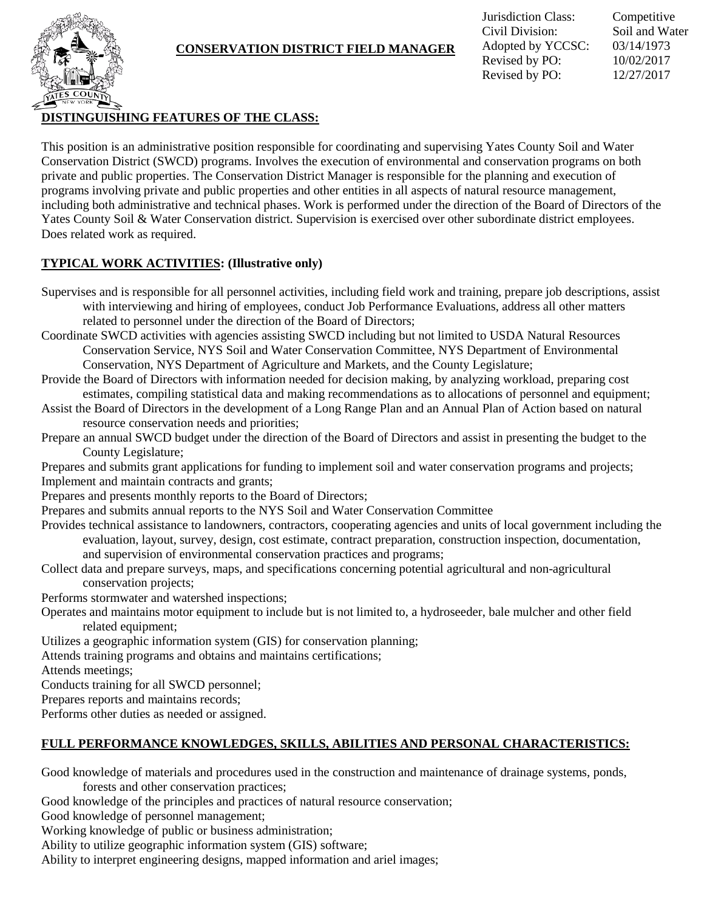# CONSERVATION DISTRICT FIELD MANAGER

| | |
|---|---|
| Jurisdiction Class: | Competitive |
| Civil Division: | Soil and Water |
| Adopted by YCCSC: | 03/14/1973 |
| Revised by PO: | 10/02/2017 |
| Revised by PO: | 12/27/2017 |

## DISTINGUISHING FEATURES OF THE CLASS:

This position is an administrative position responsible for coordinating and supervising Yates County Soil and Water Conservation District (SWCD) programs. Involves the execution of environmental and conservation programs on both private and public properties. The Conservation District Manager is responsible for the planning and execution of programs involving private and public properties and other entities in all aspects of natural resource management, including both administrative and technical phases. Work is performed under the direction of the Board of Directors of the Yates County Soil & Water Conservation district. Supervision is exercised over other subordinate district employees. Does related work as required.

## TYPICAL WORK ACTIVITIES: (Illustrative only)

Supervises and is responsible for all personnel activities, including field work and training, prepare job descriptions, assist with interviewing and hiring of employees, conduct Job Performance Evaluations, address all other matters related to personnel under the direction of the Board of Directors;

Coordinate SWCD activities with agencies assisting SWCD including but not limited to USDA Natural Resources Conservation Service, NYS Soil and Water Conservation Committee, NYS Department of Environmental Conservation, NYS Department of Agriculture and Markets, and the County Legislature;

Provide the Board of Directors with information needed for decision making, by analyzing workload, preparing cost estimates, compiling statistical data and making recommendations as to allocations of personnel and equipment;

Assist the Board of Directors in the development of a Long Range Plan and an Annual Plan of Action based on natural resource conservation needs and priorities;

Prepare an annual SWCD budget under the direction of the Board of Directors and assist in presenting the budget to the County Legislature;

Prepares and submits grant applications for funding to implement soil and water conservation programs and projects;

Implement and maintain contracts and grants;

Prepares and presents monthly reports to the Board of Directors;

Prepares and submits annual reports to the NYS Soil and Water Conservation Committee

Provides technical assistance to landowners, contractors, cooperating agencies and units of local government including the evaluation, layout, survey, design, cost estimate, contract preparation, construction inspection, documentation, and supervision of environmental conservation practices and programs;

Collect data and prepare surveys, maps, and specifications concerning potential agricultural and non-agricultural conservation projects;

Performs stormwater and watershed inspections;

Operates and maintains motor equipment to include but is not limited to, a hydroseeder, bale mulcher and other field related equipment;

Utilizes a geographic information system (GIS) for conservation planning;

Attends training programs and obtains and maintains certifications;

Attends meetings;

Conducts training for all SWCD personnel;

Prepares reports and maintains records;

Performs other duties as needed or assigned.

## FULL PERFORMANCE KNOWLEDGES, SKILLS, ABILITIES AND PERSONAL CHARACTERISTICS:

Good knowledge of materials and procedures used in the construction and maintenance of drainage systems, ponds, forests and other conservation practices;

Good knowledge of the principles and practices of natural resource conservation;

Good knowledge of personnel management;

Working knowledge of public or business administration;

Ability to utilize geographic information system (GIS) software;

Ability to interpret engineering designs, mapped information and ariel images;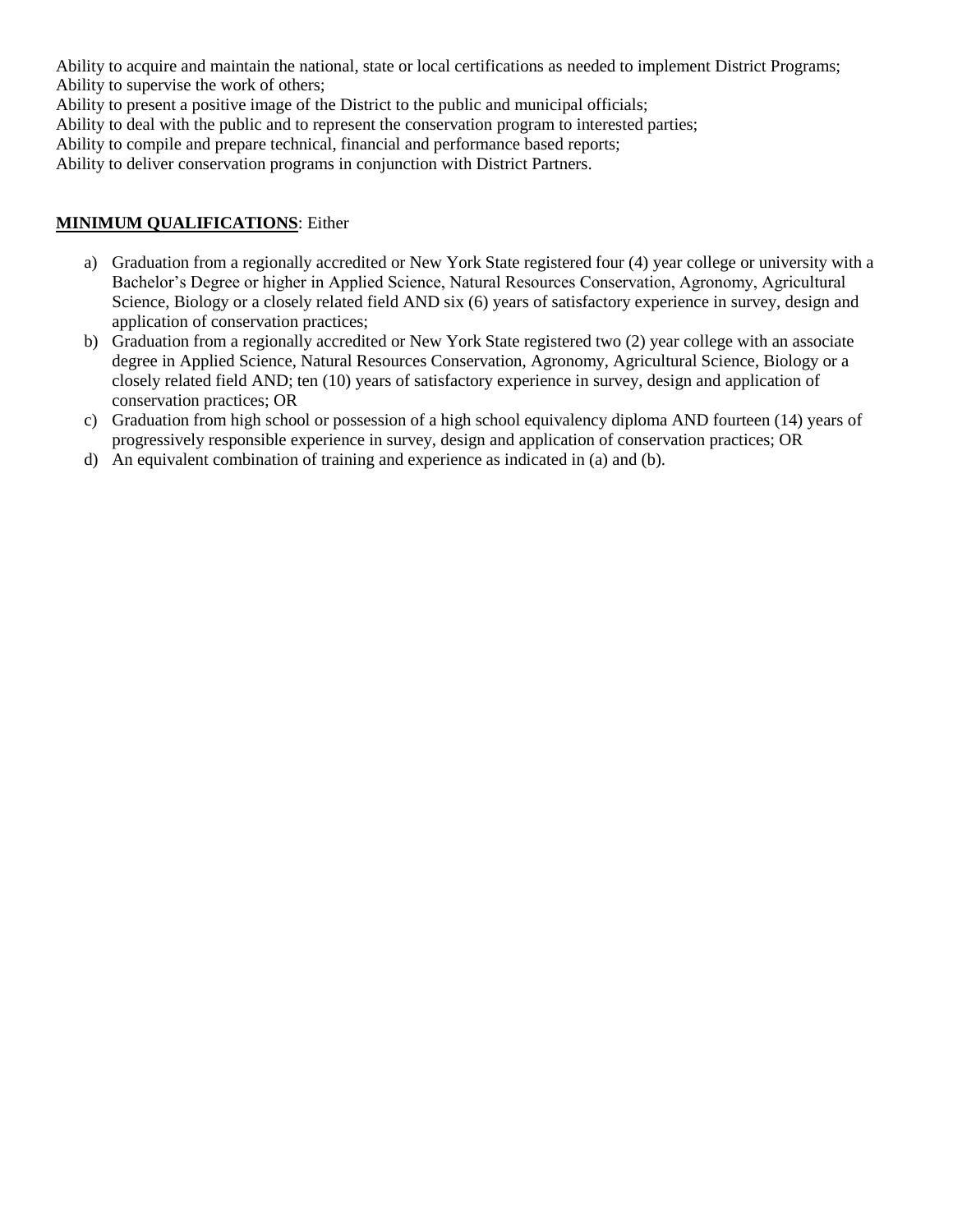Ability to acquire and maintain the national, state or local certifications as needed to implement District Programs;
Ability to supervise the work of others;
Ability to present a positive image of the District to the public and municipal officials;
Ability to deal with the public and to represent the conservation program to interested parties;
Ability to compile and prepare technical, financial and performance based reports;
Ability to deliver conservation programs in conjunction with District Partners.

**MINIMUM QUALIFICATIONS**: Either

a) Graduation from a regionally accredited or New York State registered four (4) year college or university with a Bachelor's Degree or higher in Applied Science, Natural Resources Conservation, Agronomy, Agricultural Science, Biology or a closely related field AND six (6) years of satisfactory experience in survey, design and application of conservation practices;
b) Graduation from a regionally accredited or New York State registered two (2) year college with an associate degree in Applied Science, Natural Resources Conservation, Agronomy, Agricultural Science, Biology or a closely related field AND; ten (10) years of satisfactory experience in survey, design and application of conservation practices; OR
c) Graduation from high school or possession of a high school equivalency diploma AND fourteen (14) years of progressively responsible experience in survey, design and application of conservation practices; OR
d) An equivalent combination of training and experience as indicated in (a) and (b).